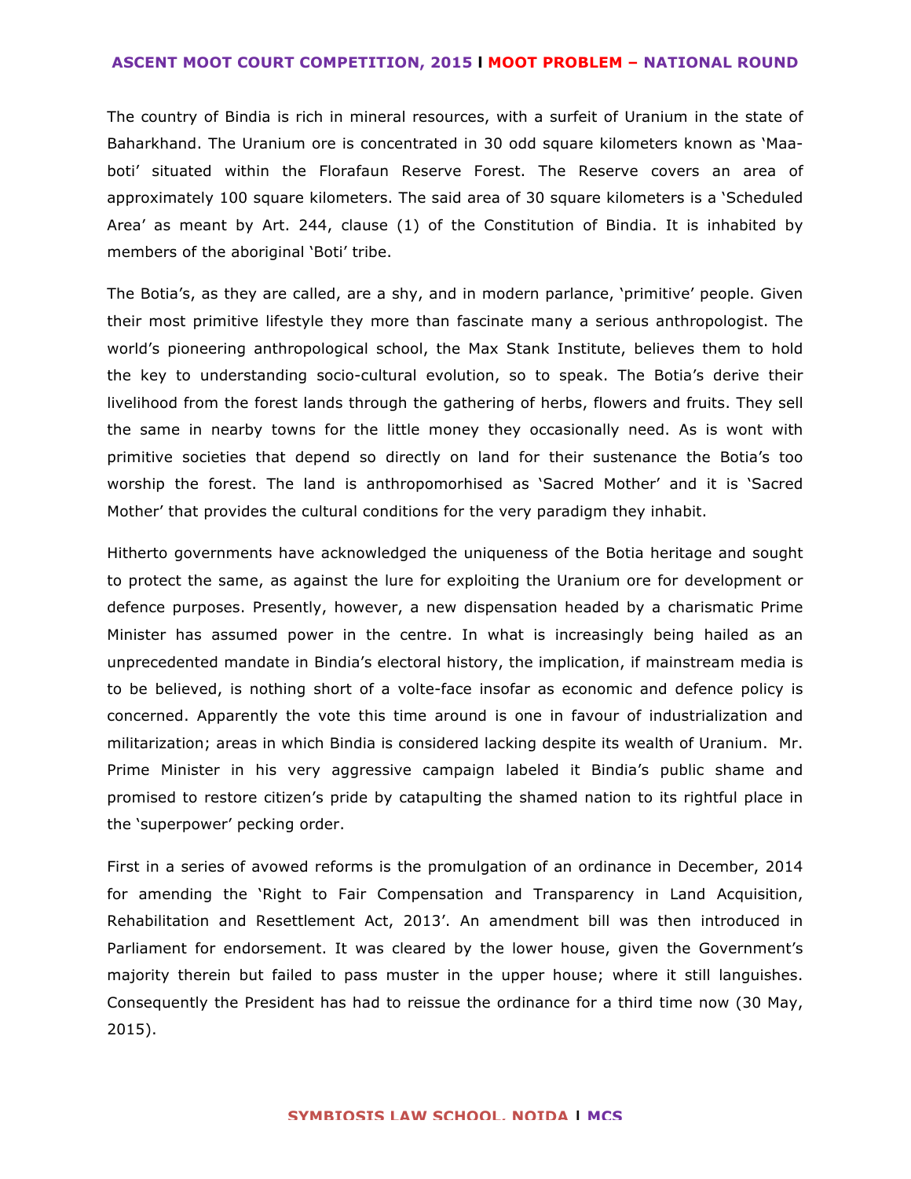The country of Bindia is rich in mineral resources, with a surfeit of Uranium in the state of Baharkhand. The Uranium ore is concentrated in 30 odd square kilometers known as 'Maa-boti' situated within the Florafaun Reserve Forest. The Reserve covers an area of approximately 100 square kilometers. The said area of 30 square kilometers is a 'Scheduled Area' as meant by Art. 244, clause (1) of the Constitution of Bindia. It is inhabited by members of the aboriginal 'Boti' tribe.

The Botia's, as they are called, are a shy, and in modern parlance, 'primitive' people. Given their most primitive lifestyle they more than fascinate many a serious anthropologist. The world's pioneering anthropological school, the Max Stank Institute, believes them to hold the key to understanding socio-cultural evolution, so to speak. The Botia's derive their livelihood from the forest lands through the gathering of herbs, flowers and fruits. They sell the same in nearby towns for the little money they occasionally need. As is wont with primitive societies that depend so directly on land for their sustenance the Botia's too worship the forest. The land is anthropomorhised as 'Sacred Mother' and it is 'Sacred Mother' that provides the cultural conditions for the very paradigm they inhabit.

Hitherto governments have acknowledged the uniqueness of the Botia heritage and sought to protect the same, as against the lure for exploiting the Uranium ore for development or defence purposes. Presently, however, a new dispensation headed by a charismatic Prime Minister has assumed power in the centre. In what is increasingly being hailed as an unprecedented mandate in Bindia's electoral history, the implication, if mainstream media is to be believed, is nothing short of a volte-face insofar as economic and defence policy is concerned. Apparently the vote this time around is one in favour of industrialization and militarization; areas in which Bindia is considered lacking despite its wealth of Uranium. Mr. Prime Minister in his very aggressive campaign labeled it Bindia's public shame and promised to restore citizen's pride by catapulting the shamed nation to its rightful place in the 'superpower' pecking order.

First in a series of avowed reforms is the promulgation of an ordinance in December, 2014 for amending the 'Right to Fair Compensation and Transparency in Land Acquisition, Rehabilitation and Resettlement Act, 2013'. An amendment bill was then introduced in Parliament for endorsement. It was cleared by the lower house, given the Government's majority therein but failed to pass muster in the upper house; where it still languishes. Consequently the President has had to reissue the ordinance for a third time now (30 May, 2015).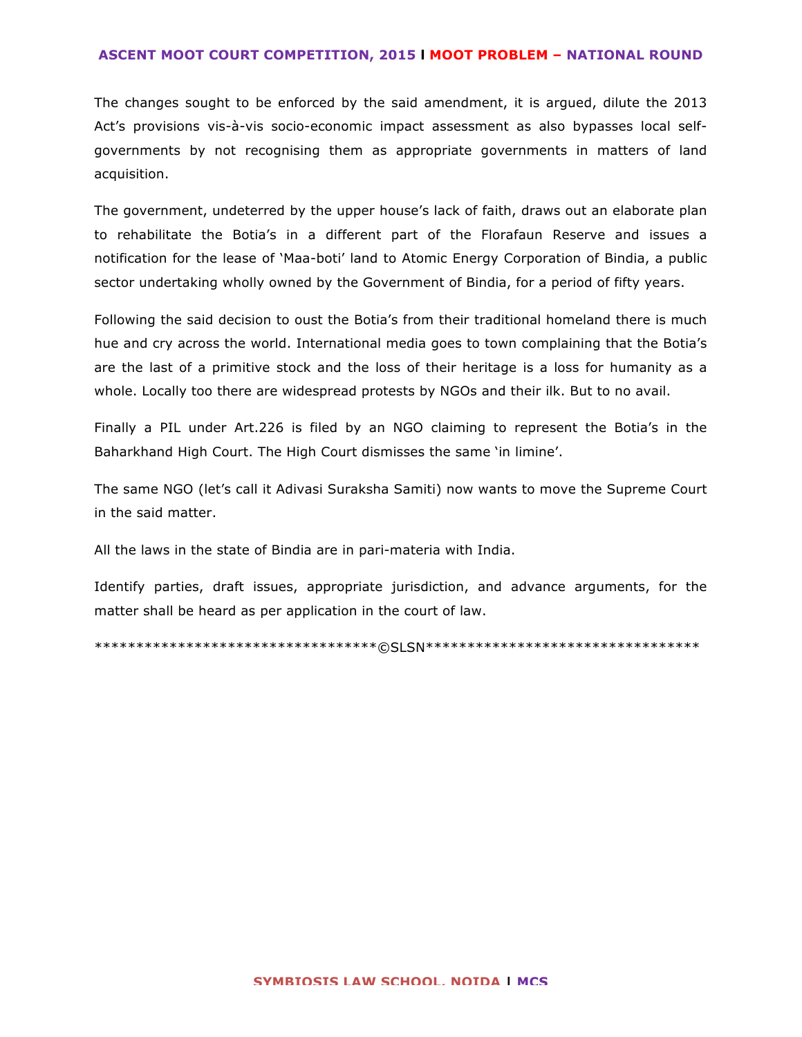The changes sought to be enforced by the said amendment, it is argued, dilute the 2013 Act's provisions vis-à-vis socio-economic impact assessment as also bypasses local self-governments by not recognising them as appropriate governments in matters of land acquisition.

The government, undeterred by the upper house's lack of faith, draws out an elaborate plan to rehabilitate the Botia's in a different part of the Florafaun Reserve and issues a notification for the lease of 'Maa-boti' land to Atomic Energy Corporation of Bindia, a public sector undertaking wholly owned by the Government of Bindia, for a period of fifty years.

Following the said decision to oust the Botia's from their traditional homeland there is much hue and cry across the world. International media goes to town complaining that the Botia's are the last of a primitive stock and the loss of their heritage is a loss for humanity as a whole. Locally too there are widespread protests by NGOs and their ilk. But to no avail.

Finally a PIL under Art.226 is filed by an NGO claiming to represent the Botia's in the Baharkhand High Court. The High Court dismisses the same 'in limine'.

The same NGO (let's call it Adivasi Suraksha Samiti) now wants to move the Supreme Court in the said matter.

All the laws in the state of Bindia are in pari-materia with India.

Identify parties, draft issues, appropriate jurisdiction, and advance arguments, for the matter shall be heard as per application in the court of law.

*********************************©SLSN*********************************